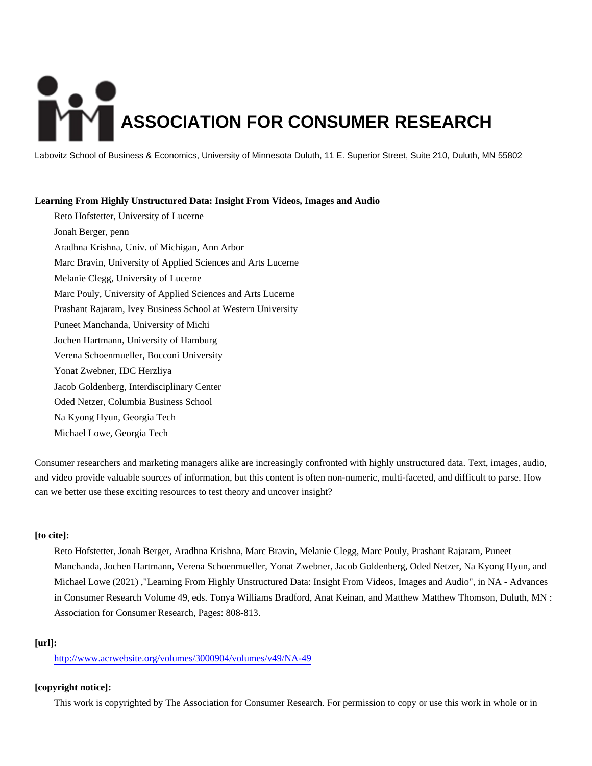# ASSOCIATION FOR CONSUMER RESEARCH

Labovitz School of Business & Economics, University of Minnesota Duluth, 11 E. Superior Street, Suite 210, Duluth, MN 55802

**Learning From Highly Unstructured Data: Insight From Videos, Images and Audio**

Reto Hofstetter, University of Lucerne
Jonah Berger, penn
Aradhna Krishna, Univ. of Michigan, Ann Arbor
Marc Bravin, University of Applied Sciences and Arts Lucerne
Melanie Clegg, University of Lucerne
Marc Pouly, University of Applied Sciences and Arts Lucerne
Prashant Rajaram, Ivey Business School at Western University
Puneet Manchanda, University of Michi
Jochen Hartmann, University of Hamburg
Verena Schoenmueller, Bocconi University
Yonat Zwebner, IDC Herzliya
Jacob Goldenberg, Interdisciplinary Center
Oded Netzer, Columbia Business School
Na Kyong Hyun, Georgia Tech
Michael Lowe, Georgia Tech

Consumer researchers and marketing managers alike are increasingly confronted with highly unstructured data. Text, images, audio, and video provide valuable sources of information, but this content is often non-numeric, multi-faceted, and difficult to parse. How can we better use these exciting resources to test theory and uncover insight?

**[to cite]:**

Reto Hofstetter, Jonah Berger, Aradhna Krishna, Marc Bravin, Melanie Clegg, Marc Pouly, Prashant Rajaram, Puneet Manchanda, Jochen Hartmann, Verena Schoenmueller, Yonat Zwebner, Jacob Goldenberg, Oded Netzer, Na Kyong Hyun, and Michael Lowe (2021) ,"Learning From Highly Unstructured Data: Insight From Videos, Images and Audio", in NA - Advances in Consumer Research Volume 49, eds. Tonya Williams Bradford, Anat Keinan, and Matthew Matthew Thomson, Duluth, MN : Association for Consumer Research, Pages: 808-813.

**[url]:**

http://www.acrwebsite.org/volumes/3000904/volumes/v49/NA-49

**[copyright notice]:**

This work is copyrighted by The Association for Consumer Research. For permission to copy or use this work in whole or in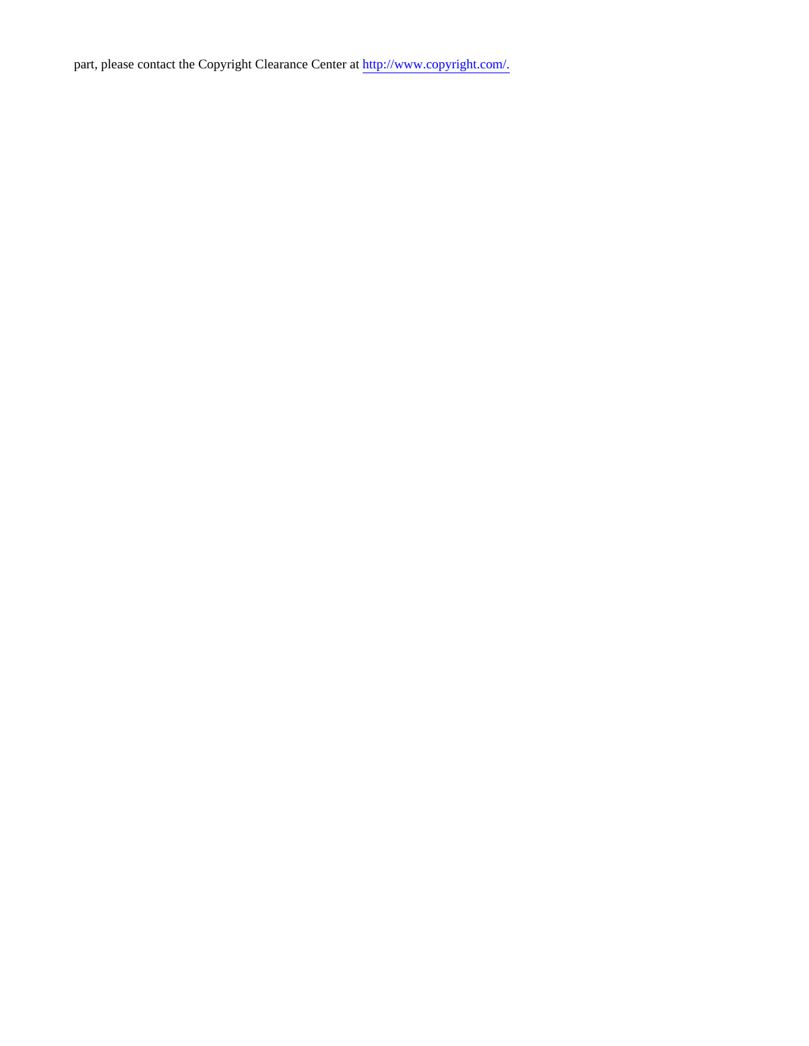part, please contact the Copyright Clearance Center at http://www.copyright.com/.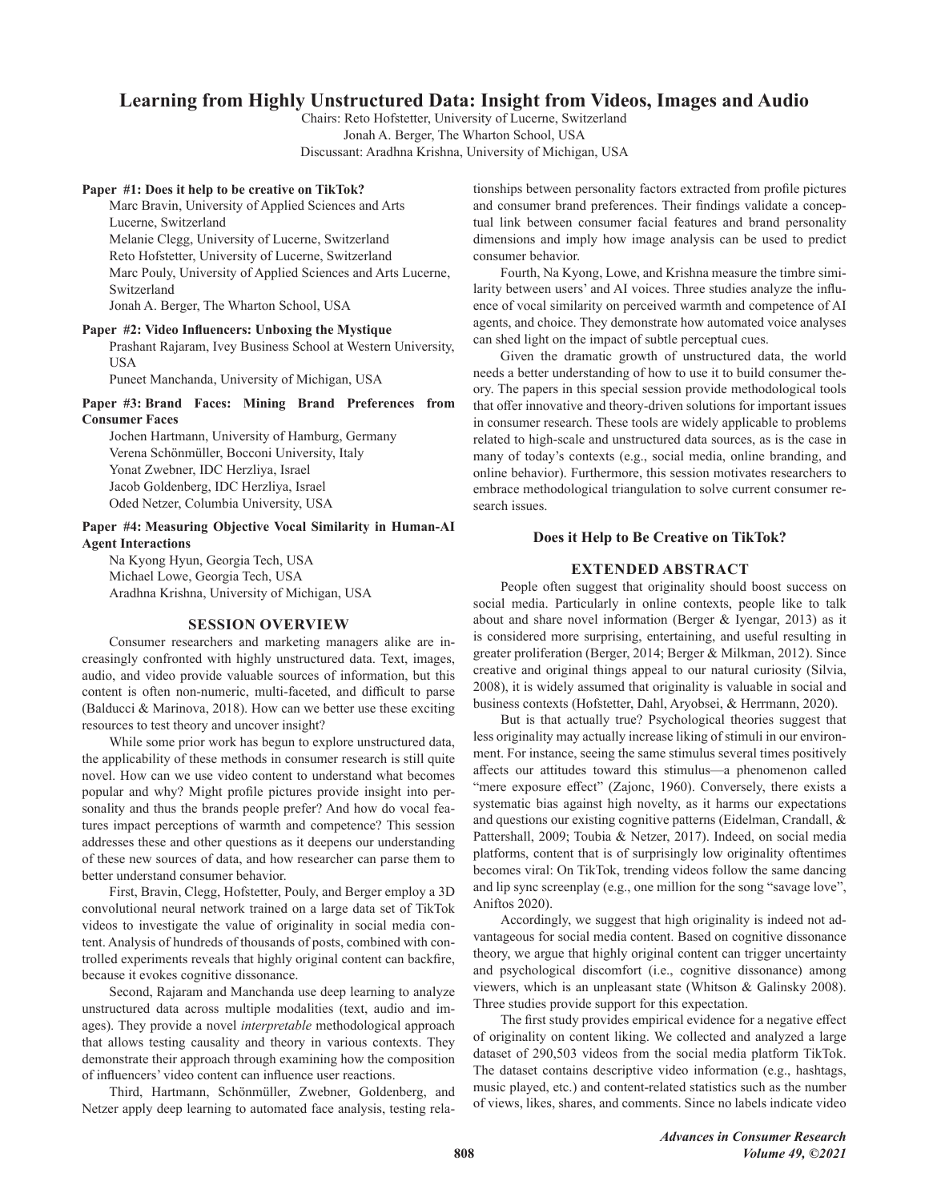# Learning from Highly Unstructured Data: Insight from Videos, Images and Audio

Chairs: Reto Hofstetter, University of Lucerne, Switzerland
Jonah A. Berger, The Wharton School, USA
Discussant: Aradhna Krishna, University of Michigan, USA

**Paper #1: Does it help to be creative on TikTok?**

Marc Bravin, University of Applied Sciences and Arts Lucerne, Switzerland
Melanie Clegg, University of Lucerne, Switzerland
Reto Hofstetter, University of Lucerne, Switzerland
Marc Pouly, University of Applied Sciences and Arts Lucerne, Switzerland
Jonah A. Berger, The Wharton School, USA

**Paper #2: Video Influencers: Unboxing the Mystique**

Prashant Rajaram, Ivey Business School at Western University, USA
Puneet Manchanda, University of Michigan, USA

**Paper #3: Brand Faces: Mining Brand Preferences from Consumer Faces**

Jochen Hartmann, University of Hamburg, Germany
Verena Schönmüller, Bocconi University, Italy
Yonat Zwebner, IDC Herzliya, Israel
Jacob Goldenberg, IDC Herzliya, Israel
Oded Netzer, Columbia University, USA

**Paper #4: Measuring Objective Vocal Similarity in Human-AI Agent Interactions**

Na Kyong Hyun, Georgia Tech, USA
Michael Lowe, Georgia Tech, USA
Aradhna Krishna, University of Michigan, USA

## SESSION OVERVIEW

Consumer researchers and marketing managers alike are increasingly confronted with highly unstructured data. Text, images, audio, and video provide valuable sources of information, but this content is often non-numeric, multi-faceted, and difficult to parse (Balducci & Marinova, 2018). How can we better use these exciting resources to test theory and uncover insight?

While some prior work has begun to explore unstructured data, the applicability of these methods in consumer research is still quite novel. How can we use video content to understand what becomes popular and why? Might profile pictures provide insight into personality and thus the brands people prefer? And how do vocal features impact perceptions of warmth and competence? This session addresses these and other questions as it deepens our understanding of these new sources of data, and how researcher can parse them to better understand consumer behavior.

First, Bravin, Clegg, Hofstetter, Pouly, and Berger employ a 3D convolutional neural network trained on a large data set of TikTok videos to investigate the value of originality in social media content. Analysis of hundreds of thousands of posts, combined with controlled experiments reveals that highly original content can backfire, because it evokes cognitive dissonance.

Second, Rajaram and Manchanda use deep learning to analyze unstructured data across multiple modalities (text, audio and images). They provide a novel *interpretable* methodological approach that allows testing causality and theory in various contexts. They demonstrate their approach through examining how the composition of influencers' video content can influence user reactions.

Third, Hartmann, Schönmüller, Zwebner, Goldenberg, and Netzer apply deep learning to automated face analysis, testing relationships between personality factors extracted from profile pictures and consumer brand preferences. Their findings validate a conceptual link between consumer facial features and brand personality dimensions and imply how image analysis can be used to predict consumer behavior.

Fourth, Na Kyong, Lowe, and Krishna measure the timbre similarity between users' and AI voices. Three studies analyze the influence of vocal similarity on perceived warmth and competence of AI agents, and choice. They demonstrate how automated voice analyses can shed light on the impact of subtle perceptual cues.

Given the dramatic growth of unstructured data, the world needs a better understanding of how to use it to build consumer theory. The papers in this special session provide methodological tools that offer innovative and theory-driven solutions for important issues in consumer research. These tools are widely applicable to problems related to high-scale and unstructured data sources, as is the case in many of today's contexts (e.g., social media, online branding, and online behavior). Furthermore, this session motivates researchers to embrace methodological triangulation to solve current consumer research issues.

## Does it Help to Be Creative on TikTok?

### EXTENDED ABSTRACT

People often suggest that originality should boost success on social media. Particularly in online contexts, people like to talk about and share novel information (Berger & Iyengar, 2013) as it is considered more surprising, entertaining, and useful resulting in greater proliferation (Berger, 2014; Berger & Milkman, 2012). Since creative and original things appeal to our natural curiosity (Silvia, 2008), it is widely assumed that originality is valuable in social and business contexts (Hofstetter, Dahl, Aryobsei, & Herrmann, 2020).

But is that actually true? Psychological theories suggest that less originality may actually increase liking of stimuli in our environment. For instance, seeing the same stimulus several times positively affects our attitudes toward this stimulus—a phenomenon called "mere exposure effect" (Zajonc, 1960). Conversely, there exists a systematic bias against high novelty, as it harms our expectations and questions our existing cognitive patterns (Eidelman, Crandall, & Pattershall, 2009; Toubia & Netzer, 2017). Indeed, on social media platforms, content that is of surprisingly low originality oftentimes becomes viral: On TikTok, trending videos follow the same dancing and lip sync screenplay (e.g., one million for the song "savage love", Aniftos 2020).

Accordingly, we suggest that high originality is indeed not advantageous for social media content. Based on cognitive dissonance theory, we argue that highly original content can trigger uncertainty and psychological discomfort (i.e., cognitive dissonance) among viewers, which is an unpleasant state (Whitson & Galinsky 2008). Three studies provide support for this expectation.

The first study provides empirical evidence for a negative effect of originality on content liking. We collected and analyzed a large dataset of 290,503 videos from the social media platform TikTok. The dataset contains descriptive video information (e.g., hashtags, music played, etc.) and content-related statistics such as the number of views, likes, shares, and comments. Since no labels indicate video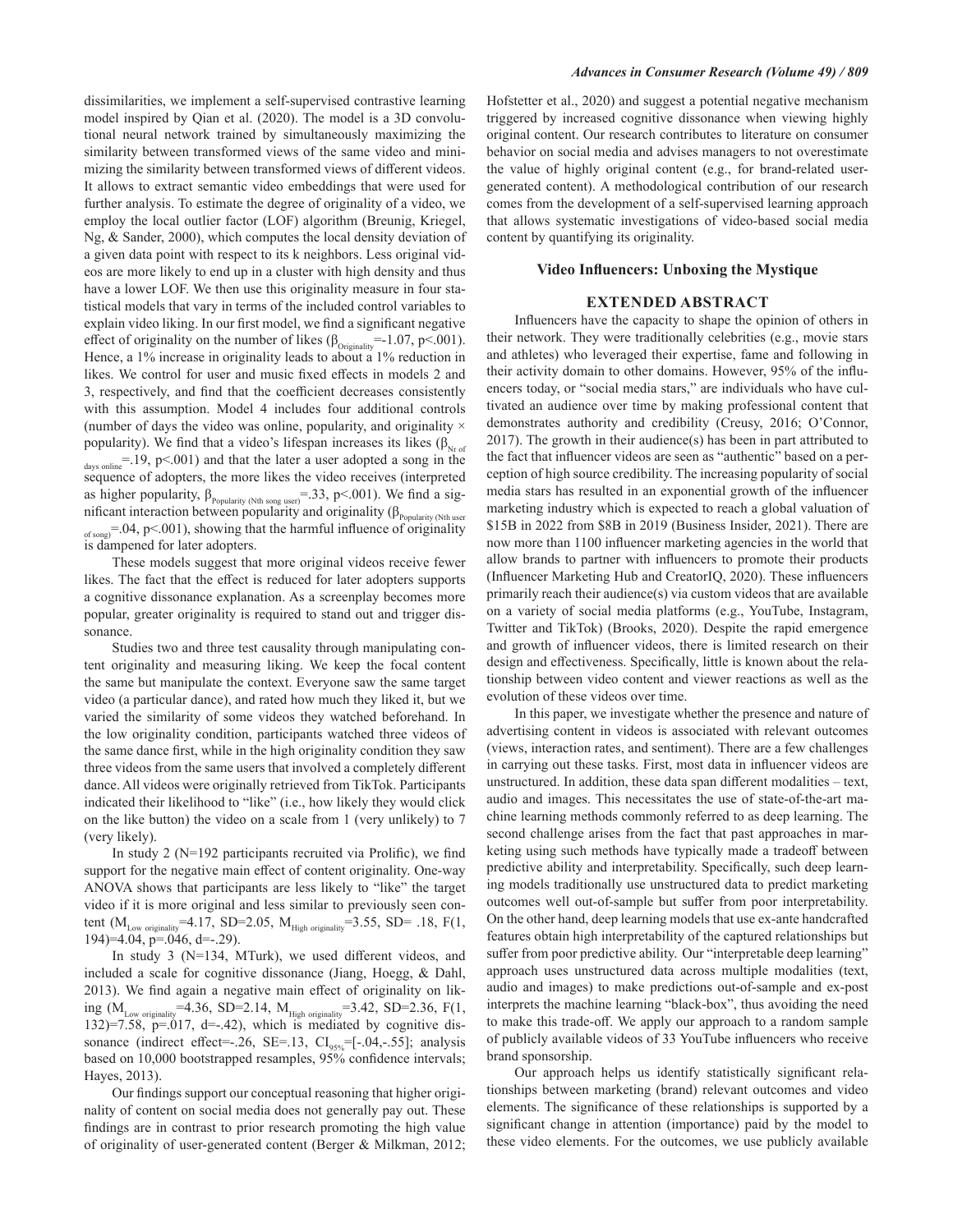dissimilarities, we implement a self-supervised contrastive learning model inspired by Qian et al. (2020). The model is a 3D convolutional neural network trained by simultaneously maximizing the similarity between transformed views of the same video and minimizing the similarity between transformed views of different videos. It allows to extract semantic video embeddings that were used for further analysis. To estimate the degree of originality of a video, we employ the local outlier factor (LOF) algorithm (Breunig, Kriegel, Ng, & Sander, 2000), which computes the local density deviation of a given data point with respect to its k neighbors. Less original videos are more likely to end up in a cluster with high density and thus have a lower LOF. We then use this originality measure in four statistical models that vary in terms of the included control variables to explain video liking. In our first model, we find a significant negative effect of originality on the number of likes ($\beta_{Originality}$=-1.07, p<.001). Hence, a 1% increase in originality leads to about a 1% reduction in likes. We control for user and music fixed effects in models 2 and 3, respectively, and find that the coefficient decreases consistently with this assumption. Model 4 includes four additional controls (number of days the video was online, popularity, and originality × popularity). We find that a video's lifespan increases its likes ($\beta_{Nr\ of\ days\ online}$=.19, p<.001) and that the later a user adopted a song in the sequence of adopters, the more likes the video receives (interpreted as higher popularity, $\beta_{Popularity\ (Nth\ song\ user)}$=.33, p<.001). We find a significant interaction between popularity and originality ($\beta_{Popularity\ (Nth\ user\ of\ song)}$=.04, p<.001), showing that the harmful influence of originality is dampened for later adopters.

These models suggest that more original videos receive fewer likes. The fact that the effect is reduced for later adopters supports a cognitive dissonance explanation. As a screenplay becomes more popular, greater originality is required to stand out and trigger dissonance.

Studies two and three test causality through manipulating content originality and measuring liking. We keep the focal content the same but manipulate the context. Everyone saw the same target video (a particular dance), and rated how much they liked it, but we varied the similarity of some videos they watched beforehand. In the low originality condition, participants watched three videos of the same dance first, while in the high originality condition they saw three videos from the same users that involved a completely different dance. All videos were originally retrieved from TikTok. Participants indicated their likelihood to "like" (i.e., how likely they would click on the like button) the video on a scale from 1 (very unlikely) to 7 (very likely).

In study 2 (N=192 participants recruited via Prolific), we find support for the negative main effect of content originality. One-way ANOVA shows that participants are less likely to "like" the target video if it is more original and less similar to previously seen content ($M_{Low\ originality}$=4.17, SD=2.05, $M_{High\ originality}$=3.55, SD= .18, F(1, 194)=4.04, p=.046, d=-.29).

In study 3 (N=134, MTurk), we used different videos, and included a scale for cognitive dissonance (Jiang, Hoegg, & Dahl, 2013). We find again a negative main effect of originality on liking ($M_{Low\ originality}$=4.36, SD=2.14, $M_{High\ originality}$=3.42, SD=2.36, F(1, 132)=7.58, p=.017, d=-.42), which is mediated by cognitive dissonance (indirect effect=-.26, SE=.13, $CI_{95\%}$=[-.04,-.55]; analysis based on 10,000 bootstrapped resamples, 95% confidence intervals; Hayes, 2013).

Our findings support our conceptual reasoning that higher originality of content on social media does not generally pay out. These findings are in contrast to prior research promoting the high value of originality of user-generated content (Berger & Milkman, 2012; Hofstetter et al., 2020) and suggest a potential negative mechanism triggered by increased cognitive dissonance when viewing highly original content. Our research contributes to literature on consumer behavior on social media and advises managers to not overestimate the value of highly original content (e.g., for brand-related user-generated content). A methodological contribution of our research comes from the development of a self-supervised learning approach that allows systematic investigations of video-based social media content by quantifying its originality.

## Video Influencers: Unboxing the Mystique

### EXTENDED ABSTRACT

Influencers have the capacity to shape the opinion of others in their network. They were traditionally celebrities (e.g., movie stars and athletes) who leveraged their expertise, fame and following in their activity domain to other domains. However, 95% of the influencers today, or "social media stars," are individuals who have cultivated an audience over time by making professional content that demonstrates authority and credibility (Creusy, 2016; O'Connor, 2017). The growth in their audience(s) has been in part attributed to the fact that influencer videos are seen as "authentic" based on a perception of high source credibility. The increasing popularity of social media stars has resulted in an exponential growth of the influencer marketing industry which is expected to reach a global valuation of $15B in 2022 from $8B in 2019 (Business Insider, 2021). There are now more than 1100 influencer marketing agencies in the world that allow brands to partner with influencers to promote their products (Influencer Marketing Hub and CreatorIQ, 2020). These influencers primarily reach their audience(s) via custom videos that are available on a variety of social media platforms (e.g., YouTube, Instagram, Twitter and TikTok) (Brooks, 2020). Despite the rapid emergence and growth of influencer videos, there is limited research on their design and effectiveness. Specifically, little is known about the relationship between video content and viewer reactions as well as the evolution of these videos over time.

In this paper, we investigate whether the presence and nature of advertising content in videos is associated with relevant outcomes (views, interaction rates, and sentiment). There are a few challenges in carrying out these tasks. First, most data in influencer videos are unstructured. In addition, these data span different modalities – text, audio and images. This necessitates the use of state-of-the-art machine learning methods commonly referred to as deep learning. The second challenge arises from the fact that past approaches in marketing using such methods have typically made a tradeoff between predictive ability and interpretability. Specifically, such deep learning models traditionally use unstructured data to predict marketing outcomes well out-of-sample but suffer from poor interpretability. On the other hand, deep learning models that use ex-ante handcrafted features obtain high interpretability of the captured relationships but suffer from poor predictive ability. Our "interpretable deep learning" approach uses unstructured data across multiple modalities (text, audio and images) to make predictions out-of-sample and ex-post interprets the machine learning "black-box", thus avoiding the need to make this trade-off. We apply our approach to a random sample of publicly available videos of 33 YouTube influencers who receive brand sponsorship.

Our approach helps us identify statistically significant relationships between marketing (brand) relevant outcomes and video elements. The significance of these relationships is supported by a significant change in attention (importance) paid by the model to these video elements. For the outcomes, we use publicly available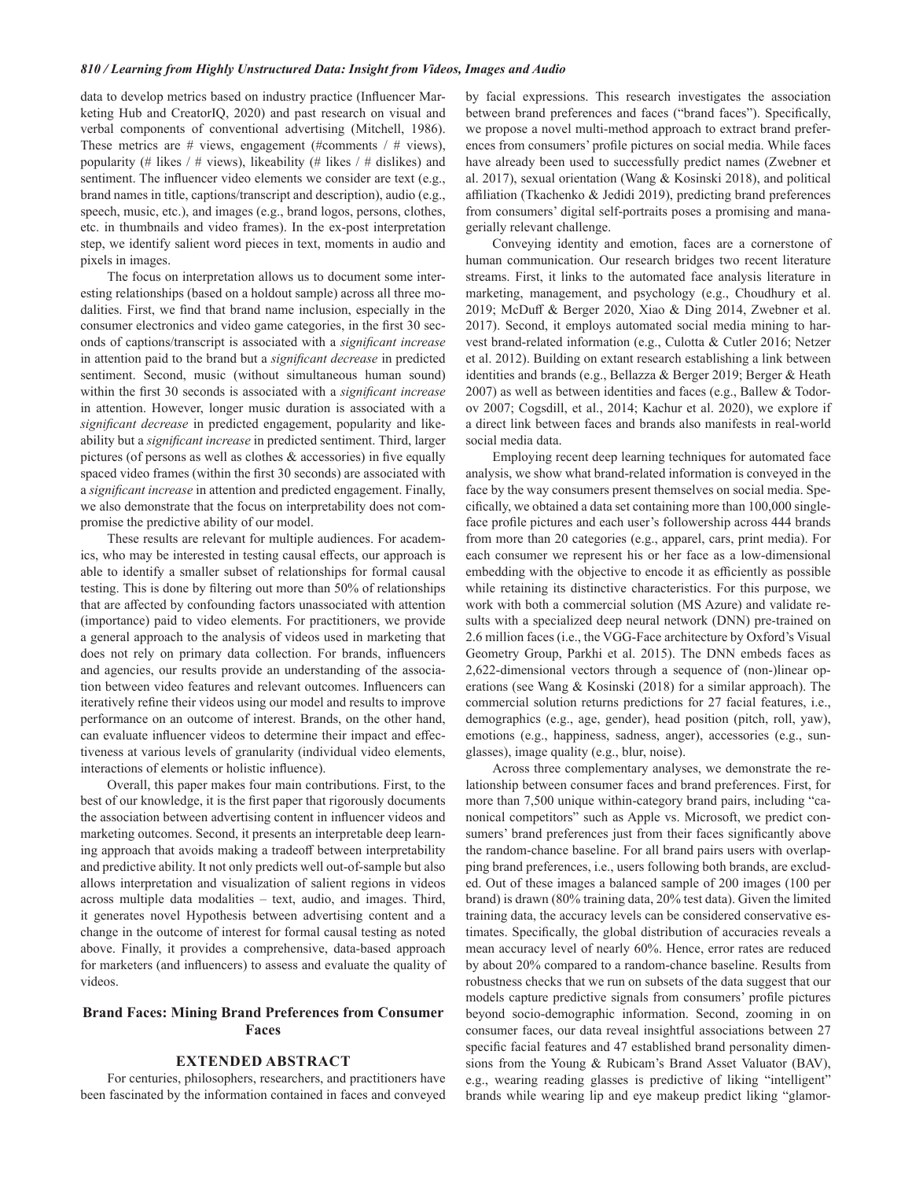data to develop metrics based on industry practice (Influencer Marketing Hub and CreatorIQ, 2020) and past research on visual and verbal components of conventional advertising (Mitchell, 1986). These metrics are # views, engagement (#comments / # views), popularity (# likes / # views), likeability (# likes / # dislikes) and sentiment. The influencer video elements we consider are text (e.g., brand names in title, captions/transcript and description), audio (e.g., speech, music, etc.), and images (e.g., brand logos, persons, clothes, etc. in thumbnails and video frames). In the ex-post interpretation step, we identify salient word pieces in text, moments in audio and pixels in images.

The focus on interpretation allows us to document some interesting relationships (based on a holdout sample) across all three modalities. First, we find that brand name inclusion, especially in the consumer electronics and video game categories, in the first 30 seconds of captions/transcript is associated with a *significant increase* in attention paid to the brand but a *significant decrease* in predicted sentiment. Second, music (without simultaneous human sound) within the first 30 seconds is associated with a *significant increase* in attention. However, longer music duration is associated with a *significant decrease* in predicted engagement, popularity and likeability but a *significant increase* in predicted sentiment. Third, larger pictures (of persons as well as clothes & accessories) in five equally spaced video frames (within the first 30 seconds) are associated with a *significant increase* in attention and predicted engagement. Finally, we also demonstrate that the focus on interpretability does not compromise the predictive ability of our model.

These results are relevant for multiple audiences. For academics, who may be interested in testing causal effects, our approach is able to identify a smaller subset of relationships for formal causal testing. This is done by filtering out more than 50% of relationships that are affected by confounding factors unassociated with attention (importance) paid to video elements. For practitioners, we provide a general approach to the analysis of videos used in marketing that does not rely on primary data collection. For brands, influencers and agencies, our results provide an understanding of the association between video features and relevant outcomes. Influencers can iteratively refine their videos using our model and results to improve performance on an outcome of interest. Brands, on the other hand, can evaluate influencer videos to determine their impact and effectiveness at various levels of granularity (individual video elements, interactions of elements or holistic influence).

Overall, this paper makes four main contributions. First, to the best of our knowledge, it is the first paper that rigorously documents the association between advertising content in influencer videos and marketing outcomes. Second, it presents an interpretable deep learning approach that avoids making a tradeoff between interpretability and predictive ability. It not only predicts well out-of-sample but also allows interpretation and visualization of salient regions in videos across multiple data modalities – text, audio, and images. Third, it generates novel Hypothesis between advertising content and a change in the outcome of interest for formal causal testing as noted above. Finally, it provides a comprehensive, data-based approach for marketers (and influencers) to assess and evaluate the quality of videos.

## Brand Faces: Mining Brand Preferences from Consumer Faces

### EXTENDED ABSTRACT

For centuries, philosophers, researchers, and practitioners have been fascinated by the information contained in faces and conveyed by facial expressions. This research investigates the association between brand preferences and faces ("brand faces"). Specifically, we propose a novel multi-method approach to extract brand preferences from consumers' profile pictures on social media. While faces have already been used to successfully predict names (Zwebner et al. 2017), sexual orientation (Wang & Kosinski 2018), and political affiliation (Tkachenko & Jedidi 2019), predicting brand preferences from consumers' digital self-portraits poses a promising and managerially relevant challenge.

Conveying identity and emotion, faces are a cornerstone of human communication. Our research bridges two recent literature streams. First, it links to the automated face analysis literature in marketing, management, and psychology (e.g., Choudhury et al. 2019; McDuff & Berger 2020, Xiao & Ding 2014, Zwebner et al. 2017). Second, it employs automated social media mining to harvest brand-related information (e.g., Culotta & Cutler 2016; Netzer et al. 2012). Building on extant research establishing a link between identities and brands (e.g., Bellazza & Berger 2019; Berger & Heath 2007) as well as between identities and faces (e.g., Ballew & Todorov 2007; Cogsdill, et al., 2014; Kachur et al. 2020), we explore if a direct link between faces and brands also manifests in real-world social media data.

Employing recent deep learning techniques for automated face analysis, we show what brand-related information is conveyed in the face by the way consumers present themselves on social media. Specifically, we obtained a data set containing more than 100,000 single-face profile pictures and each user's followership across 444 brands from more than 20 categories (e.g., apparel, cars, print media). For each consumer we represent his or her face as a low-dimensional embedding with the objective to encode it as efficiently as possible while retaining its distinctive characteristics. For this purpose, we work with both a commercial solution (MS Azure) and validate results with a specialized deep neural network (DNN) pre-trained on 2.6 million faces (i.e., the VGG-Face architecture by Oxford's Visual Geometry Group, Parkhi et al. 2015). The DNN embeds faces as 2,622-dimensional vectors through a sequence of (non-)linear operations (see Wang & Kosinski (2018) for a similar approach). The commercial solution returns predictions for 27 facial features, i.e., demographics (e.g., age, gender), head position (pitch, roll, yaw), emotions (e.g., happiness, sadness, anger), accessories (e.g., sunglasses), image quality (e.g., blur, noise).

Across three complementary analyses, we demonstrate the relationship between consumer faces and brand preferences. First, for more than 7,500 unique within-category brand pairs, including "canonical competitors" such as Apple vs. Microsoft, we predict consumers' brand preferences just from their faces significantly above the random-chance baseline. For all brand pairs users with overlapping brand preferences, i.e., users following both brands, are excluded. Out of these images a balanced sample of 200 images (100 per brand) is drawn (80% training data, 20% test data). Given the limited training data, the accuracy levels can be considered conservative estimates. Specifically, the global distribution of accuracies reveals a mean accuracy level of nearly 60%. Hence, error rates are reduced by about 20% compared to a random-chance baseline. Results from robustness checks that we run on subsets of the data suggest that our models capture predictive signals from consumers' profile pictures beyond socio-demographic information. Second, zooming in on consumer faces, our data reveal insightful associations between 27 specific facial features and 47 established brand personality dimensions from the Young & Rubicam's Brand Asset Valuator (BAV), e.g., wearing reading glasses is predictive of liking "intelligent" brands while wearing lip and eye makeup predict liking "glamor-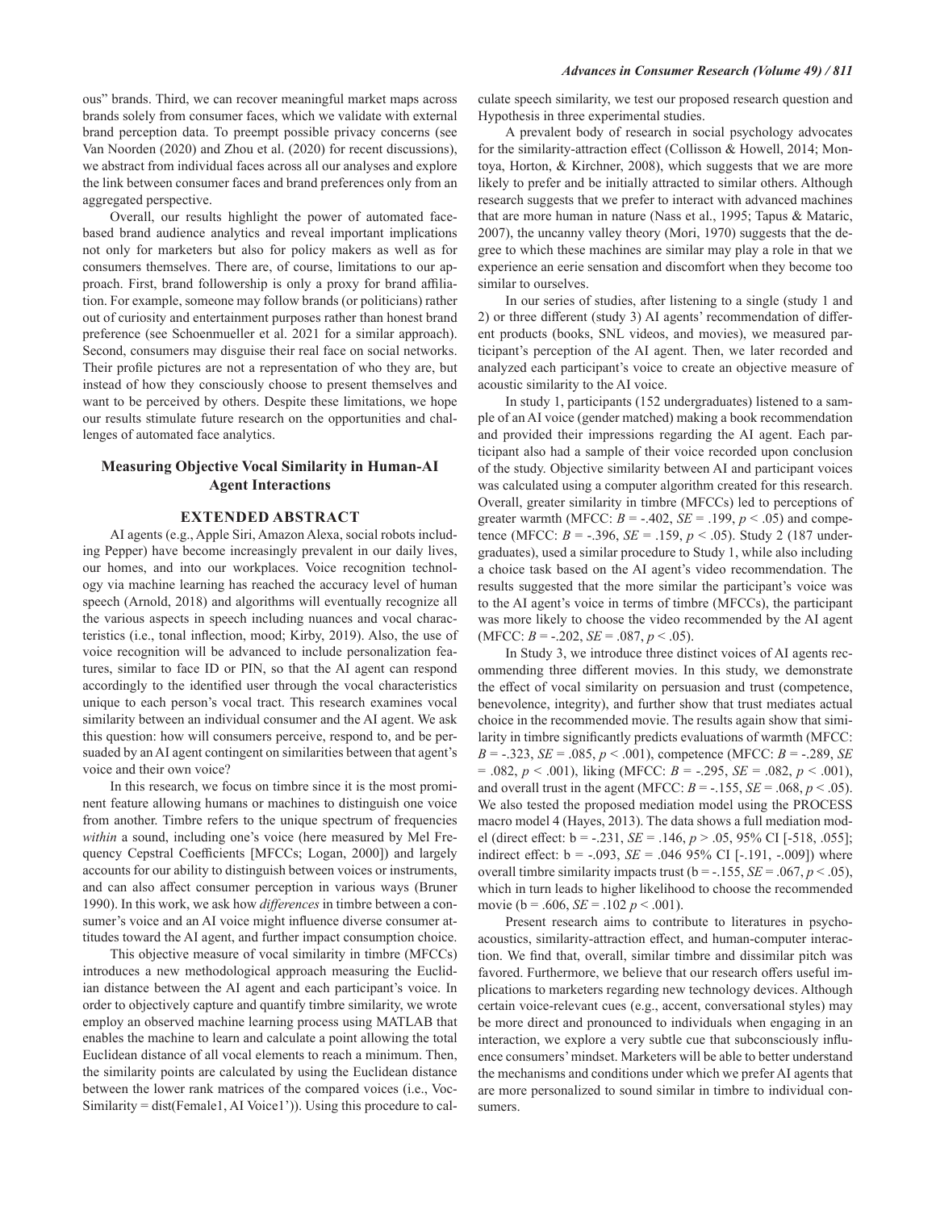ous" brands. Third, we can recover meaningful market maps across brands solely from consumer faces, which we validate with external brand perception data. To preempt possible privacy concerns (see Van Noorden (2020) and Zhou et al. (2020) for recent discussions), we abstract from individual faces across all our analyses and explore the link between consumer faces and brand preferences only from an aggregated perspective.

Overall, our results highlight the power of automated face-based brand audience analytics and reveal important implications not only for marketers but also for policy makers as well as for consumers themselves. There are, of course, limitations to our approach. First, brand followership is only a proxy for brand affiliation. For example, someone may follow brands (or politicians) rather out of curiosity and entertainment purposes rather than honest brand preference (see Schoenmueller et al. 2021 for a similar approach). Second, consumers may disguise their real face on social networks. Their profile pictures are not a representation of who they are, but instead of how they consciously choose to present themselves and want to be perceived by others. Despite these limitations, we hope our results stimulate future research on the opportunities and challenges of automated face analytics.

## Measuring Objective Vocal Similarity in Human-AI Agent Interactions

### EXTENDED ABSTRACT

AI agents (e.g., Apple Siri, Amazon Alexa, social robots including Pepper) have become increasingly prevalent in our daily lives, our homes, and into our workplaces. Voice recognition technology via machine learning has reached the accuracy level of human speech (Arnold, 2018) and algorithms will eventually recognize all the various aspects in speech including nuances and vocal characteristics (i.e., tonal inflection, mood; Kirby, 2019). Also, the use of voice recognition will be advanced to include personalization features, similar to face ID or PIN, so that the AI agent can respond accordingly to the identified user through the vocal characteristics unique to each person's vocal tract. This research examines vocal similarity between an individual consumer and the AI agent. We ask this question: how will consumers perceive, respond to, and be persuaded by an AI agent contingent on similarities between that agent's voice and their own voice?

In this research, we focus on timbre since it is the most prominent feature allowing humans or machines to distinguish one voice from another. Timbre refers to the unique spectrum of frequencies *within* a sound, including one's voice (here measured by Mel Frequency Cepstral Coefficients [MFCCs; Logan, 2000]) and largely accounts for our ability to distinguish between voices or instruments, and can also affect consumer perception in various ways (Bruner 1990). In this work, we ask how *differences* in timbre between a consumer's voice and an AI voice might influence diverse consumer attitudes toward the AI agent, and further impact consumption choice.

This objective measure of vocal similarity in timbre (MFCCs) introduces a new methodological approach measuring the Euclidian distance between the AI agent and each participant's voice. In order to objectively capture and quantify timbre similarity, we wrote employ an observed machine learning process using MATLAB that enables the machine to learn and calculate a point allowing the total Euclidean distance of all vocal elements to reach a minimum. Then, the similarity points are calculated by using the Euclidean distance between the lower rank matrices of the compared voices (i.e., Voc-Similarity = dist(Female1, AI Voice1')). Using this procedure to calculate speech similarity, we test our proposed research question and Hypothesis in three experimental studies.

A prevalent body of research in social psychology advocates for the similarity-attraction effect (Collisson & Howell, 2014; Montoya, Horton, & Kirchner, 2008), which suggests that we are more likely to prefer and be initially attracted to similar others. Although research suggests that we prefer to interact with advanced machines that are more human in nature (Nass et al., 1995; Tapus & Mataric, 2007), the uncanny valley theory (Mori, 1970) suggests that the degree to which these machines are similar may play a role in that we experience an eerie sensation and discomfort when they become too similar to ourselves.

In our series of studies, after listening to a single (study 1 and 2) or three different (study 3) AI agents' recommendation of different products (books, SNL videos, and movies), we measured participant's perception of the AI agent. Then, we later recorded and analyzed each participant's voice to create an objective measure of acoustic similarity to the AI voice.

In study 1, participants (152 undergraduates) listened to a sample of an AI voice (gender matched) making a book recommendation and provided their impressions regarding the AI agent. Each participant also had a sample of their voice recorded upon conclusion of the study. Objective similarity between AI and participant voices was calculated using a computer algorithm created for this research. Overall, greater similarity in timbre (MFCCs) led to perceptions of greater warmth (MFCC: $B = -.402$, $SE = .199$, $p < .05$) and competence (MFCC: $B = -.396$, $SE = .159$, $p < .05$). Study 2 (187 undergraduates), used a similar procedure to Study 1, while also including a choice task based on the AI agent's video recommendation. The results suggested that the more similar the participant's voice was to the AI agent's voice in terms of timbre (MFCCs), the participant was more likely to choose the video recommended by the AI agent (MFCC: $B = -.202$, $SE = .087$, $p < .05$).

In Study 3, we introduce three distinct voices of AI agents recommending three different movies. In this study, we demonstrate the effect of vocal similarity on persuasion and trust (competence, benevolence, integrity), and further show that trust mediates actual choice in the recommended movie. The results again show that similarity in timbre significantly predicts evaluations of warmth (MFCC: $B = -.323$, $SE = .085$, $p < .001$), competence (MFCC: $B = -.289$, $SE = .082$, $p < .001$), liking (MFCC: $B = -.295$, $SE = .082$, $p < .001$), and overall trust in the agent (MFCC: $B = -.155$, $SE = .068$, $p < .05$). We also tested the proposed mediation model using the PROCESS macro model 4 (Hayes, 2013). The data shows a full mediation model (direct effect: $b = -.231$, $SE = .146$, $p > .05$, 95% CI [-518, .055]; indirect effect: $b = -.093$, $SE = .046$ 95% CI [-.191, -.009]) where overall timbre similarity impacts trust ($b = -.155$, $SE = .067$, $p < .05$), which in turn leads to higher likelihood to choose the recommended movie ($b = .606$, $SE = .102$ $p < .001$).

Present research aims to contribute to literatures in psychoacoustics, similarity-attraction effect, and human-computer interaction. We find that, overall, similar timbre and dissimilar pitch was favored. Furthermore, we believe that our research offers useful implications to marketers regarding new technology devices. Although certain voice-relevant cues (e.g., accent, conversational styles) may be more direct and pronounced to individuals when engaging in an interaction, we explore a very subtle cue that subconsciously influence consumers' mindset. Marketers will be able to better understand the mechanisms and conditions under which we prefer AI agents that are more personalized to sound similar in timbre to individual consumers.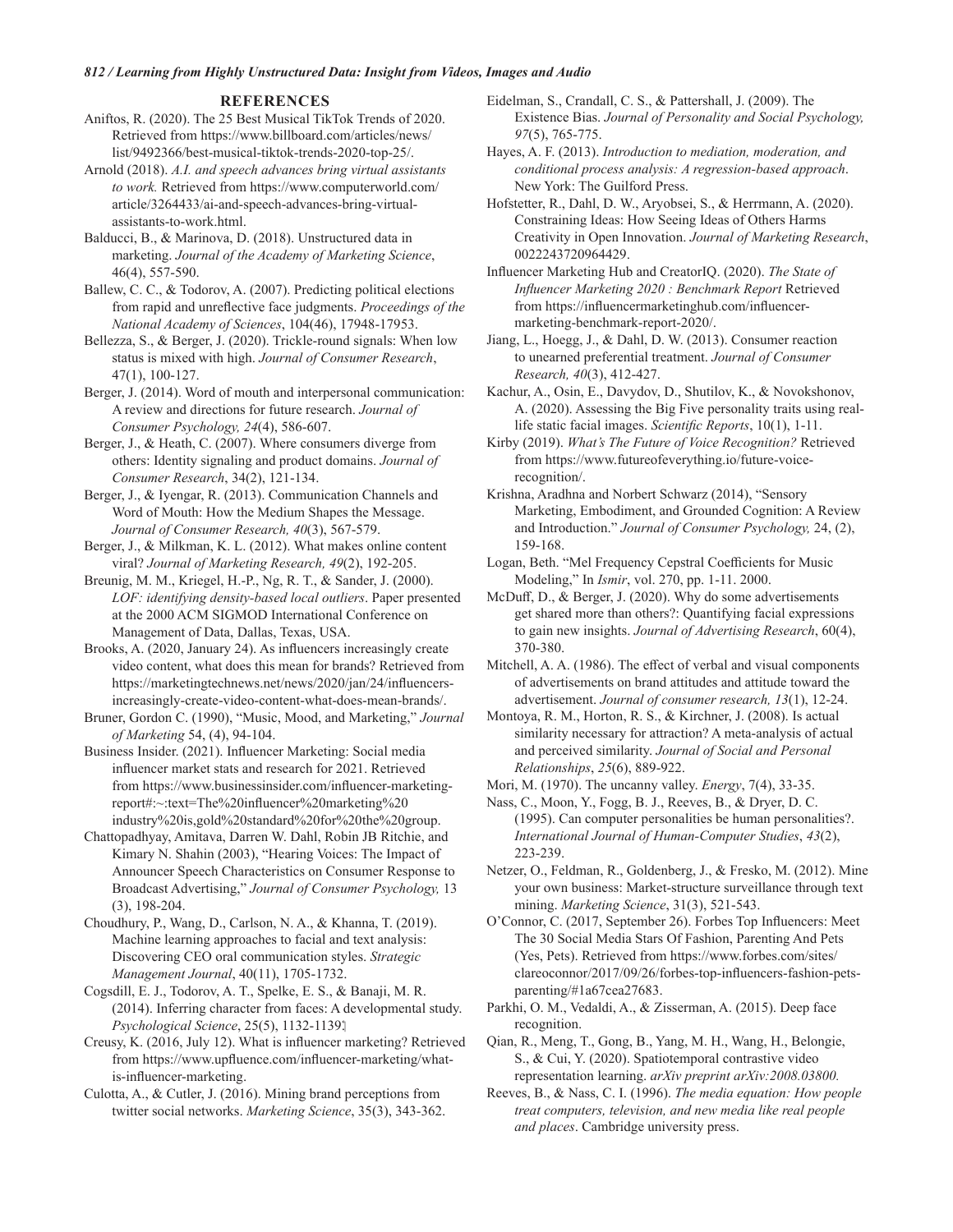## REFERENCES

Aniftos, R. (2020). The 25 Best Musical TikTok Trends of 2020. Retrieved from https://www.billboard.com/articles/news/list/9492366/best-musical-tiktok-trends-2020-top-25/.

Arnold (2018). *A.I. and speech advances bring virtual assistants to work.* Retrieved from https://www.computerworld.com/article/3264433/ai-and-speech-advances-bring-virtual-assistants-to-work.html.

Balducci, B., & Marinova, D. (2018). Unstructured data in marketing. *Journal of the Academy of Marketing Science*, 46(4), 557-590.

Ballew, C. C., & Todorov, A. (2007). Predicting political elections from rapid and unreflective face judgments. *Proceedings of the National Academy of Sciences*, 104(46), 17948-17953.

Bellezza, S., & Berger, J. (2020). Trickle-round signals: When low status is mixed with high. *Journal of Consumer Research*, 47(1), 100-127.

Berger, J. (2014). Word of mouth and interpersonal communication: A review and directions for future research. *Journal of Consumer Psychology, 24*(4), 586-607.

Berger, J., & Heath, C. (2007). Where consumers diverge from others: Identity signaling and product domains. *Journal of Consumer Research*, 34(2), 121-134.

Berger, J., & Iyengar, R. (2013). Communication Channels and Word of Mouth: How the Medium Shapes the Message. *Journal of Consumer Research, 40*(3), 567-579.

Berger, J., & Milkman, K. L. (2012). What makes online content viral? *Journal of Marketing Research, 49*(2), 192-205.

Breunig, M. M., Kriegel, H.-P., Ng, R. T., & Sander, J. (2000). *LOF: identifying density-based local outliers*. Paper presented at the 2000 ACM SIGMOD International Conference on Management of Data, Dallas, Texas, USA.

Brooks, A. (2020, January 24). As influencers increasingly create video content, what does this mean for brands? Retrieved from https://marketingtechnews.net/news/2020/jan/24/influencers-increasingly-create-video-content-what-does-mean-brands/.

Bruner, Gordon C. (1990), "Music, Mood, and Marketing," *Journal of Marketing* 54, (4), 94-104.

Business Insider. (2021). Influencer Marketing: Social media influencer market stats and research for 2021. Retrieved from https://www.businessinsider.com/influencer-marketing-report#:~:text=The%20influencer%20marketing%20industry%20is,gold%20standard%20for%20the%20group.

Chattopadhyay, Amitava, Darren W. Dahl, Robin JB Ritchie, and Kimary N. Shahin (2003), "Hearing Voices: The Impact of Announcer Speech Characteristics on Consumer Response to Broadcast Advertising," *Journal of Consumer Psychology,* 13 (3), 198-204.

Choudhury, P., Wang, D., Carlson, N. A., & Khanna, T. (2019). Machine learning approaches to facial and text analysis: Discovering CEO oral communication styles. *Strategic Management Journal*, 40(11), 1705-1732.

Cogsdill, E. J., Todorov, A. T., Spelke, E. S., & Banaji, M. R. (2014). Inferring character from faces: A developmental study. *Psychological Science*, 25(5), 1132-1139.

Creusy, K. (2016, July 12). What is influencer marketing? Retrieved from https://www.upfluence.com/influencer-marketing/what-is-influencer-marketing.

Culotta, A., & Cutler, J. (2016). Mining brand perceptions from twitter social networks. *Marketing Science*, 35(3), 343-362.

Eidelman, S., Crandall, C. S., & Pattershall, J. (2009). The Existence Bias. *Journal of Personality and Social Psychology, 97*(5), 765-775.

Hayes, A. F. (2013). *Introduction to mediation, moderation, and conditional process analysis: A regression-based approach*. New York: The Guilford Press.

Hofstetter, R., Dahl, D. W., Aryobsei, S., & Herrmann, A. (2020). Constraining Ideas: How Seeing Ideas of Others Harms Creativity in Open Innovation. *Journal of Marketing Research*, 0022243720964429.

Influencer Marketing Hub and CreatorIQ. (2020). *The State of Influencer Marketing 2020 : Benchmark Report* Retrieved from https://influencermarketinghub.com/influencer-marketing-benchmark-report-2020/.

Jiang, L., Hoegg, J., & Dahl, D. W. (2013). Consumer reaction to unearned preferential treatment. *Journal of Consumer Research, 40*(3), 412-427.

Kachur, A., Osin, E., Davydov, D., Shutilov, K., & Novokshonov, A. (2020). Assessing the Big Five personality traits using real-life static facial images. *Scientific Reports*, 10(1), 1-11.

Kirby (2019). *What's The Future of Voice Recognition?* Retrieved from https://www.futureofeverything.io/future-voice-recognition/.

Krishna, Aradhna and Norbert Schwarz (2014), "Sensory Marketing, Embodiment, and Grounded Cognition: A Review and Introduction." *Journal of Consumer Psychology,* 24, (2), 159-168.

Logan, Beth. "Mel Frequency Cepstral Coefficients for Music Modeling," In *Ismir*, vol. 270, pp. 1-11. 2000.

McDuff, D., & Berger, J. (2020). Why do some advertisements get shared more than others?: Quantifying facial expressions to gain new insights. *Journal of Advertising Research*, 60(4), 370-380.

Mitchell, A. A. (1986). The effect of verbal and visual components of advertisements on brand attitudes and attitude toward the advertisement. *Journal of consumer research, 13*(1), 12-24.

Montoya, R. M., Horton, R. S., & Kirchner, J. (2008). Is actual similarity necessary for attraction? A meta-analysis of actual and perceived similarity. *Journal of Social and Personal Relationships*, *25*(6), 889-922.

Mori, M. (1970). The uncanny valley. *Energy*, 7(4), 33-35.

Nass, C., Moon, Y., Fogg, B. J., Reeves, B., & Dryer, D. C. (1995). Can computer personalities be human personalities?. *International Journal of Human-Computer Studies*, *43*(2), 223-239.

Netzer, O., Feldman, R., Goldenberg, J., & Fresko, M. (2012). Mine your own business: Market-structure surveillance through text mining. *Marketing Science*, 31(3), 521-543.

O'Connor, C. (2017, September 26). Forbes Top Influencers: Meet The 30 Social Media Stars Of Fashion, Parenting And Pets (Yes, Pets). Retrieved from https://www.forbes.com/sites/clareoconnor/2017/09/26/forbes-top-influencers-fashion-pets-parenting/#1a67cea27683.

Parkhi, O. M., Vedaldi, A., & Zisserman, A. (2015). Deep face recognition.

Qian, R., Meng, T., Gong, B., Yang, M. H., Wang, H., Belongie, S., & Cui, Y. (2020). Spatiotemporal contrastive video representation learning. *arXiv preprint arXiv:2008.03800.*

Reeves, B., & Nass, C. I. (1996). *The media equation: How people treat computers, television, and new media like real people and places*. Cambridge university press.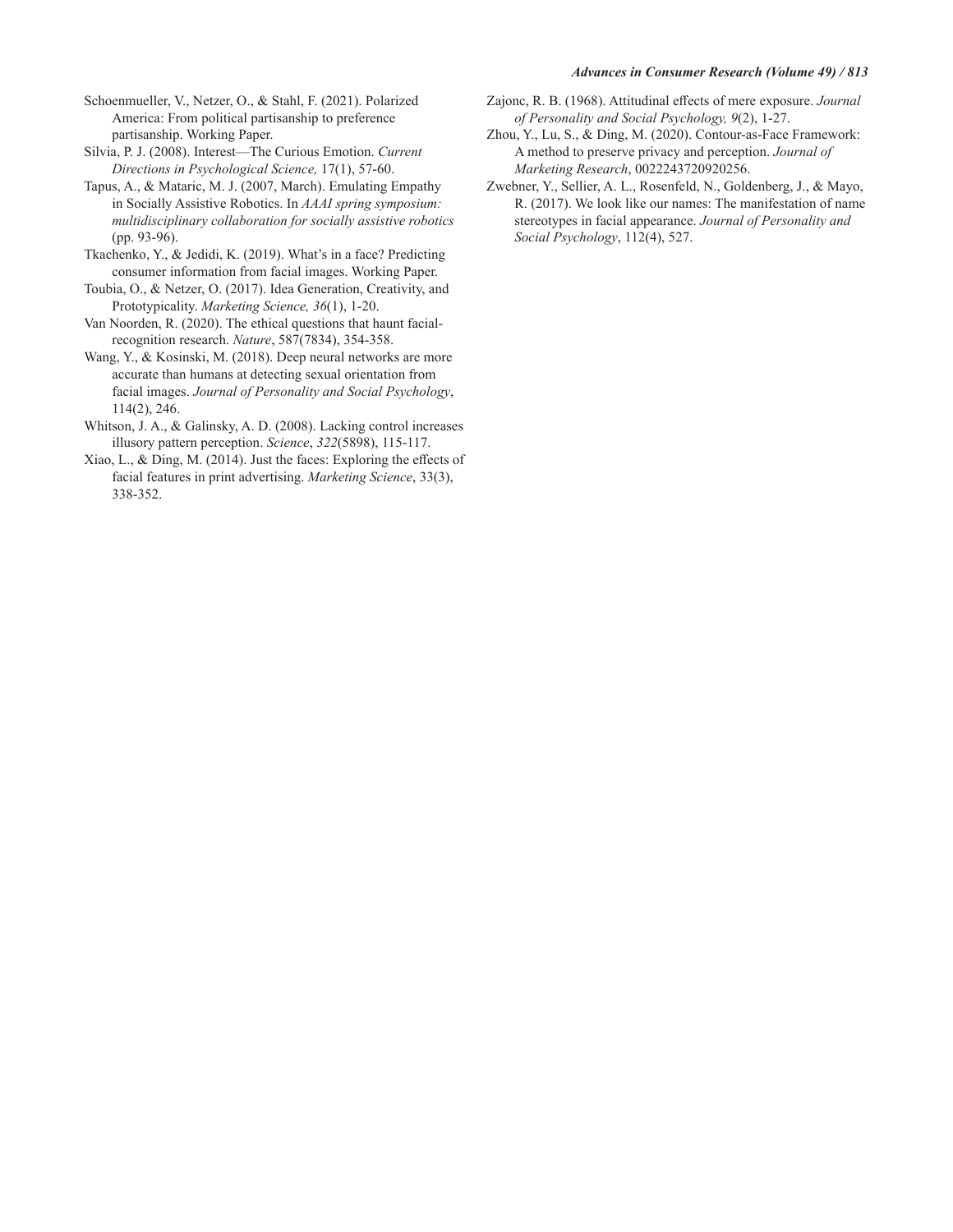Schoenmueller, V., Netzer, O., & Stahl, F. (2021). Polarized America: From political partisanship to preference partisanship. Working Paper.

Silvia, P. J. (2008). Interest—The Curious Emotion. *Current Directions in Psychological Science,* 17(1), 57-60.

Tapus, A., & Mataric, M. J. (2007, March). Emulating Empathy in Socially Assistive Robotics. In *AAAI spring symposium: multidisciplinary collaboration for socially assistive robotics* (pp. 93-96).

Tkachenko, Y., & Jedidi, K. (2019). What's in a face? Predicting consumer information from facial images. Working Paper.

Toubia, O., & Netzer, O. (2017). Idea Generation, Creativity, and Prototypicality. *Marketing Science, 36*(1), 1-20.

Van Noorden, R. (2020). The ethical questions that haunt facial-recognition research. *Nature*, 587(7834), 354-358.

Wang, Y., & Kosinski, M. (2018). Deep neural networks are more accurate than humans at detecting sexual orientation from facial images. *Journal of Personality and Social Psychology*, 114(2), 246.

Whitson, J. A., & Galinsky, A. D. (2008). Lacking control increases illusory pattern perception. *Science*, *322*(5898), 115-117.

Xiao, L., & Ding, M. (2014). Just the faces: Exploring the effects of facial features in print advertising. *Marketing Science*, 33(3), 338-352.

Zajonc, R. B. (1968). Attitudinal effects of mere exposure. *Journal of Personality and Social Psychology, 9*(2), 1-27.

Zhou, Y., Lu, S., & Ding, M. (2020). Contour-as-Face Framework: A method to preserve privacy and perception. *Journal of Marketing Research*, 0022243720920256.

Zwebner, Y., Sellier, A. L., Rosenfeld, N., Goldenberg, J., & Mayo, R. (2017). We look like our names: The manifestation of name stereotypes in facial appearance. *Journal of Personality and Social Psychology*, 112(4), 527.